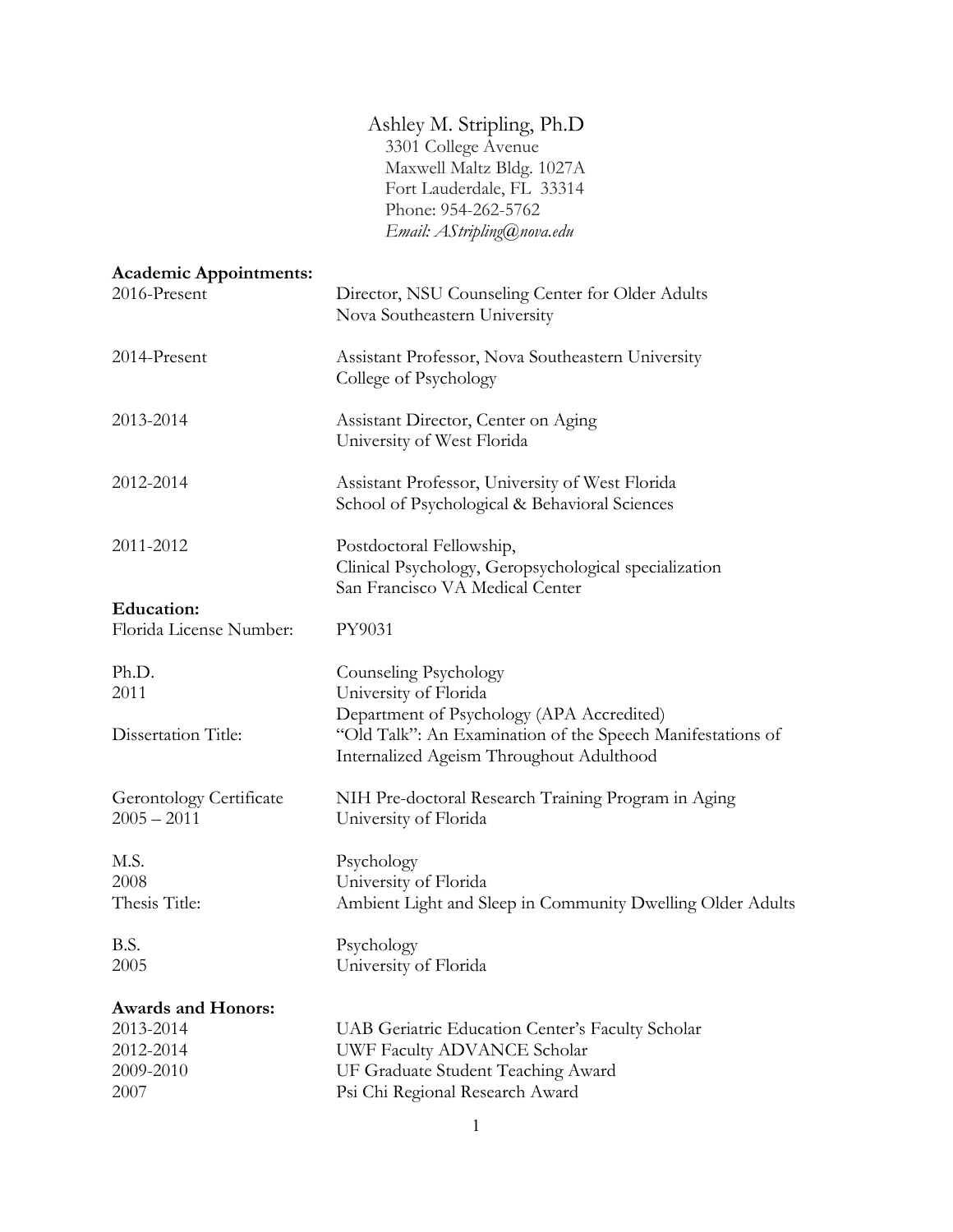Ashley M. Stripling, Ph.D
3301 College Avenue
Maxwell Maltz Bldg. 1027A
Fort Lauderdale, FL 33314
Phone: 954-262-5762
*Email: AStripling@nova.edu*

**Academic Appointments:**

2016-Present — Director, NSU Counseling Center for Older Adults
Nova Southeastern University

2014-Present — Assistant Professor, Nova Southeastern University
College of Psychology

2013-2014 — Assistant Director, Center on Aging
University of West Florida

2012-2014 — Assistant Professor, University of West Florida
School of Psychological & Behavioral Sciences

2011-2012 — Postdoctoral Fellowship,
Clinical Psychology, Geropsychological specialization
San Francisco VA Medical Center

**Education:**

Florida License Number: PY9031

Ph.D.
2011 — Counseling Psychology
University of Florida
Department of Psychology (APA Accredited)

Dissertation Title: "Old Talk": An Examination of the Speech Manifestations of Internalized Ageism Throughout Adulthood

Gerontology Certificate
2005 – 2011 — NIH Pre-doctoral Research Training Program in Aging
University of Florida

M.S.
2008 — Psychology
University of Florida

Thesis Title: Ambient Light and Sleep in Community Dwelling Older Adults

B.S.
2005 — Psychology
University of Florida

**Awards and Honors:**

2013-2014 — UAB Geriatric Education Center's Faculty Scholar
2012-2014 — UWF Faculty ADVANCE Scholar
2009-2010 — UF Graduate Student Teaching Award
2007 — Psi Chi Regional Research Award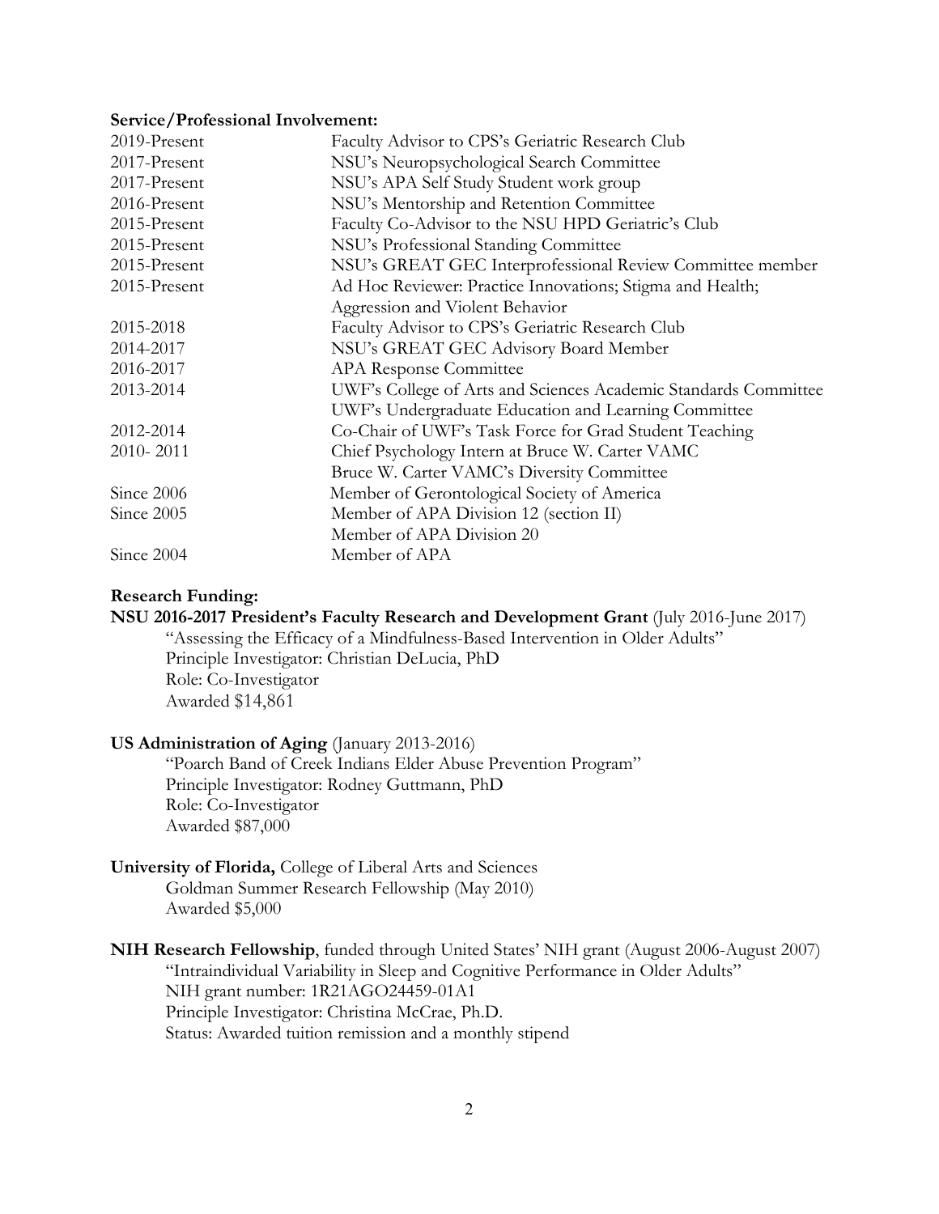**Service/Professional Involvement:**

| | |
|---|---|
| 2019-Present | Faculty Advisor to CPS's Geriatric Research Club |
| 2017-Present | NSU's Neuropsychological Search Committee |
| 2017-Present | NSU's APA Self Study Student work group |
| 2016-Present | NSU's Mentorship and Retention Committee |
| 2015-Present | Faculty Co-Advisor to the NSU HPD Geriatric's Club |
| 2015-Present | NSU's Professional Standing Committee |
| 2015-Present | NSU's GREAT GEC Interprofessional Review Committee member |
| 2015-Present | Ad Hoc Reviewer: Practice Innovations; Stigma and Health; Aggression and Violent Behavior |
| 2015-2018 | Faculty Advisor to CPS's Geriatric Research Club |
| 2014-2017 | NSU's GREAT GEC Advisory Board Member |
| 2016-2017 | APA Response Committee |
| 2013-2014 | UWF's College of Arts and Sciences Academic Standards Committee |
| | UWF's Undergraduate Education and Learning Committee |
| 2012-2014 | Co-Chair of UWF's Task Force for Grad Student Teaching |
| 2010- 2011 | Chief Psychology Intern at Bruce W. Carter VAMC |
| | Bruce W. Carter VAMC's Diversity Committee |
| Since 2006 | Member of Gerontological Society of America |
| Since 2005 | Member of APA Division 12 (section II) |
| | Member of APA Division 20 |
| Since 2004 | Member of APA |

**Research Funding:**

**NSU 2016-2017 President's Faculty Research and Development Grant** (July 2016-June 2017)
"Assessing the Efficacy of a Mindfulness-Based Intervention in Older Adults"
Principle Investigator: Christian DeLucia, PhD
Role: Co-Investigator
Awarded $14,861

**US Administration of Aging** (January 2013-2016)
"Poarch Band of Creek Indians Elder Abuse Prevention Program"
Principle Investigator: Rodney Guttmann, PhD
Role: Co-Investigator
Awarded $87,000

**University of Florida,** College of Liberal Arts and Sciences
Goldman Summer Research Fellowship (May 2010)
Awarded $5,000

**NIH Research Fellowship**, funded through United States' NIH grant (August 2006-August 2007)
"Intraindividual Variability in Sleep and Cognitive Performance in Older Adults"
NIH grant number: 1R21AGO24459-01A1
Principle Investigator: Christina McCrae, Ph.D.
Status: Awarded tuition remission and a monthly stipend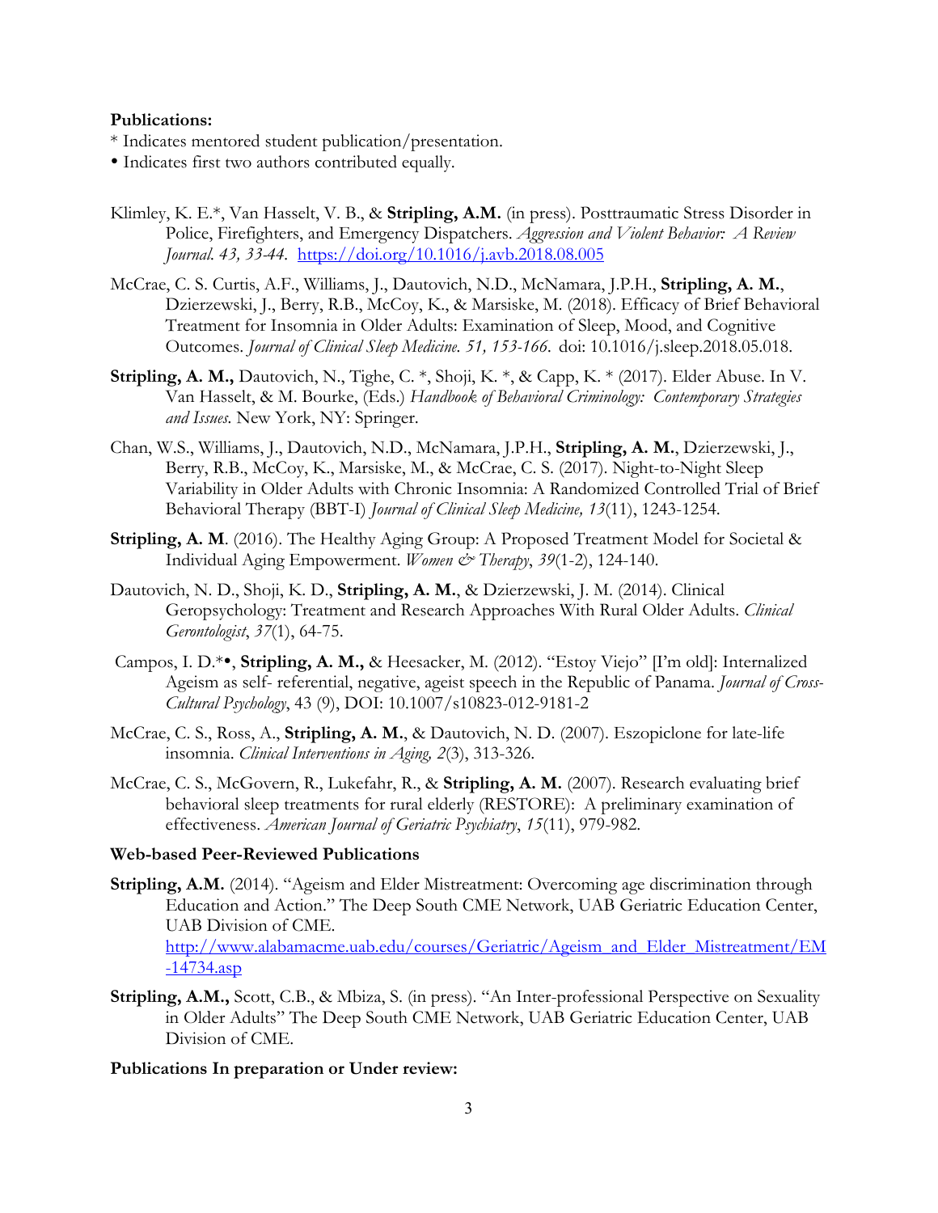**Publications:**

\* Indicates mentored student publication/presentation.

• Indicates first two authors contributed equally.

Klimley, K. E.*, Van Hasselt, V. B., & **Stripling, A.M.** (in press). Posttraumatic Stress Disorder in Police, Firefighters, and Emergency Dispatchers. *Aggression and Violent Behavior: A Review Journal. 43, 33-44.* https://doi.org/10.1016/j.avb.2018.08.005

McCrae, C. S. Curtis, A.F., Williams, J., Dautovich, N.D., McNamara, J.P.H., **Stripling, A. M.**, Dzierzewski, J., Berry, R.B., McCoy, K., & Marsiske, M. (2018). Efficacy of Brief Behavioral Treatment for Insomnia in Older Adults: Examination of Sleep, Mood, and Cognitive Outcomes. *Journal of Clinical Sleep Medicine. 51, 153-166.* doi: 10.1016/j.sleep.2018.05.018.

**Stripling, A. M.,** Dautovich, N., Tighe, C. *, Shoji, K. *, & Capp, K. * (2017). Elder Abuse. In V. Van Hasselt, & M. Bourke, (Eds.) *Handbook of Behavioral Criminology: Contemporary Strategies and Issues.* New York, NY: Springer.

Chan, W.S., Williams, J., Dautovich, N.D., McNamara, J.P.H., **Stripling, A. M.**, Dzierzewski, J., Berry, R.B., McCoy, K., Marsiske, M., & McCrae, C. S. (2017). Night-to-Night Sleep Variability in Older Adults with Chronic Insomnia: A Randomized Controlled Trial of Brief Behavioral Therapy (BBT-I) *Journal of Clinical Sleep Medicine, 13*(11), 1243-1254.

**Stripling, A. M**. (2016). The Healthy Aging Group: A Proposed Treatment Model for Societal & Individual Aging Empowerment. *Women & Therapy*, *39*(1-2), 124-140.

Dautovich, N. D., Shoji, K. D., **Stripling, A. M.**, & Dzierzewski, J. M. (2014). Clinical Geropsychology: Treatment and Research Approaches With Rural Older Adults. *Clinical Gerontologist*, *37*(1), 64-75.

Campos, I. D.*•, **Stripling, A. M.,** & Heesacker, M. (2012). "Estoy Viejo" [I'm old]: Internalized Ageism as self- referential, negative, ageist speech in the Republic of Panama. *Journal of Cross-Cultural Psychology*, 43 (9), DOI: 10.1007/s10823-012-9181-2

McCrae, C. S., Ross, A., **Stripling, A. M.**, & Dautovich, N. D. (2007). Eszopiclone for late-life insomnia. *Clinical Interventions in Aging, 2*(3), 313-326.

McCrae, C. S., McGovern, R., Lukefahr, R., & **Stripling, A. M.** (2007). Research evaluating brief behavioral sleep treatments for rural elderly (RESTORE): A preliminary examination of effectiveness. *American Journal of Geriatric Psychiatry*, *15*(11), 979-982.

**Web-based Peer-Reviewed Publications**

**Stripling, A.M.** (2014). "Ageism and Elder Mistreatment: Overcoming age discrimination through Education and Action." The Deep South CME Network, UAB Geriatric Education Center, UAB Division of CME. http://www.alabamacme.uab.edu/courses/Geriatric/Ageism_and_Elder_Mistreatment/EM-14734.asp

**Stripling, A.M.,** Scott, C.B., & Mbiza, S. (in press). "An Inter-professional Perspective on Sexuality in Older Adults" The Deep South CME Network, UAB Geriatric Education Center, UAB Division of CME.

**Publications In preparation or Under review:**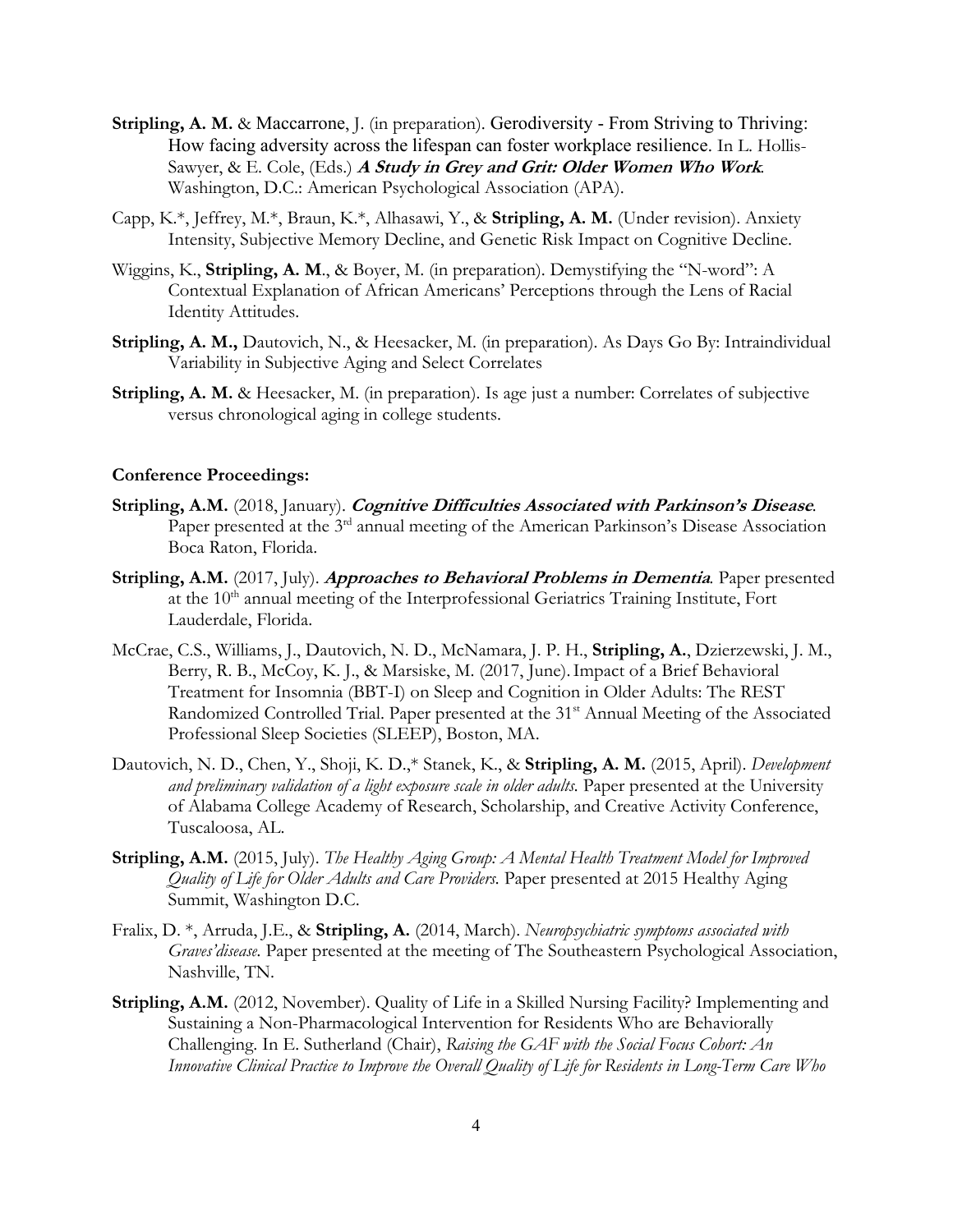**Stripling, A. M.** & Maccarrone, J. (in preparation). Gerodiversity - From Striving to Thriving: How facing adversity across the lifespan can foster workplace resilience. In L. Hollis-Sawyer, & E. Cole, (Eds.) ***A Study in Grey and Grit: Older Women Who Work***. Washington, D.C.: American Psychological Association (APA).

Capp, K.*, Jeffrey, M.*, Braun, K.*, Alhasawi, Y., & **Stripling, A. M.** (Under revision). Anxiety Intensity, Subjective Memory Decline, and Genetic Risk Impact on Cognitive Decline.

Wiggins, K., **Stripling, A. M**., & Boyer, M. (in preparation). Demystifying the "N-word": A Contextual Explanation of African Americans' Perceptions through the Lens of Racial Identity Attitudes.

**Stripling, A. M.,** Dautovich, N., & Heesacker, M. (in preparation). As Days Go By: Intraindividual Variability in Subjective Aging and Select Correlates

**Stripling, A. M.** & Heesacker, M. (in preparation). Is age just a number: Correlates of subjective versus chronological aging in college students.

**Conference Proceedings:**

**Stripling, A.M.** (2018, January). ***Cognitive Difficulties Associated with Parkinson's Disease***. Paper presented at the 3rd annual meeting of the American Parkinson's Disease Association Boca Raton, Florida.

**Stripling, A.M.** (2017, July). ***Approaches to Behavioral Problems in Dementia***. Paper presented at the 10th annual meeting of the Interprofessional Geriatrics Training Institute, Fort Lauderdale, Florida.

McCrae, C.S., Williams, J., Dautovich, N. D., McNamara, J. P. H., **Stripling, A.**, Dzierzewski, J. M., Berry, R. B., McCoy, K. J., & Marsiske, M. (2017, June). Impact of a Brief Behavioral Treatment for Insomnia (BBT-I) on Sleep and Cognition in Older Adults: The REST Randomized Controlled Trial. Paper presented at the 31st Annual Meeting of the Associated Professional Sleep Societies (SLEEP), Boston, MA.

Dautovich, N. D., Chen, Y., Shoji, K. D.,* Stanek, K., & **Stripling, A. M.** (2015, April). *Development and preliminary validation of a light exposure scale in older adults.* Paper presented at the University of Alabama College Academy of Research, Scholarship, and Creative Activity Conference, Tuscaloosa, AL.

**Stripling, A.M.** (2015, July). *The Healthy Aging Group: A Mental Health Treatment Model for Improved Quality of Life for Older Adults and Care Providers.* Paper presented at 2015 Healthy Aging Summit, Washington D.C.

Fralix, D. *, Arruda, J.E., & **Stripling, A.** (2014, March). *Neuropsychiatric symptoms associated with Graves'disease.* Paper presented at the meeting of The Southeastern Psychological Association, Nashville, TN.

**Stripling, A.M.** (2012, November). Quality of Life in a Skilled Nursing Facility? Implementing and Sustaining a Non-Pharmacological Intervention for Residents Who are Behaviorally Challenging. In E. Sutherland (Chair), *Raising the GAF with the Social Focus Cohort: An Innovative Clinical Practice to Improve the Overall Quality of Life for Residents in Long-Term Care Who*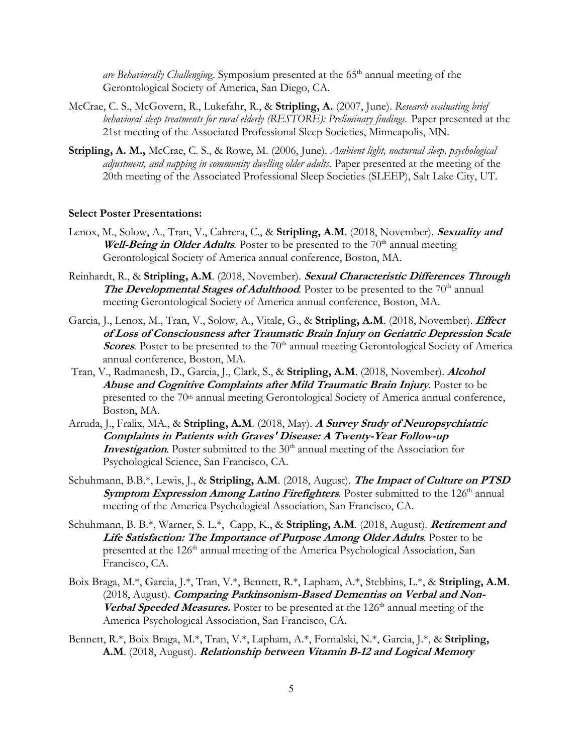*are Behaviorally Challenging*. Symposium presented at the 65th annual meeting of the Gerontological Society of America, San Diego, CA.

McCrae, C. S., McGovern, R., Lukefahr, R., & **Stripling, A.** (2007, June). *Research evaluating brief behavioral sleep treatments for rural elderly (RESTORE): Preliminary findings.* Paper presented at the 21st meeting of the Associated Professional Sleep Societies, Minneapolis, MN.

**Stripling, A. M.,** McCrae, C. S., & Rowe, M. (2006, June). *Ambient light, nocturnal sleep, psychological adjustment, and napping in community dwelling older adults.* Paper presented at the meeting of the 20th meeting of the Associated Professional Sleep Societies (SLEEP), Salt Lake City, UT.

**Select Poster Presentations:**

Lenox, M., Solow, A., Tran, V., Cabrera, C., & **Stripling, A.M**. (2018, November). ***Sexuality and Well-Being in Older Adults***. Poster to be presented to the 70th annual meeting Gerontological Society of America annual conference, Boston, MA.

Reinhardt, R., & **Stripling, A.M**. (2018, November). ***Sexual Characteristic Differences Through The Developmental Stages of Adulthood***. Poster to be presented to the 70th annual meeting Gerontological Society of America annual conference, Boston, MA.

Garcia, J., Lenox, M., Tran, V., Solow, A., Vitale, G., & **Stripling, A.M**. (2018, November). ***Effect of Loss of Consciousness after Traumatic Brain Injury on Geriatric Depression Scale Scores***. Poster to be presented to the 70th annual meeting Gerontological Society of America annual conference, Boston, MA.

Tran, V., Radmanesh, D., Garcia, J., Clark, S., & **Stripling, A.M**. (2018, November). ***Alcohol Abuse and Cognitive Complaints after Mild Traumatic Brain Injury***. Poster to be presented to the 70th annual meeting Gerontological Society of America annual conference, Boston, MA.

Arruda, J., Fralix, MA., & **Stripling, A.M**. (2018, May). ***A Survey Study of Neuropsychiatric Complaints in Patients with Graves' Disease: A Twenty-Year Follow-up Investigation***. Poster submitted to the 30th annual meeting of the Association for Psychological Science, San Francisco, CA.

Schuhmann, B.B.*, Lewis, J., & **Stripling, A.M**. (2018, August). ***The Impact of Culture on PTSD Symptom Expression Among Latino Firefighters***. Poster submitted to the 126th annual meeting of the America Psychological Association, San Francisco, CA.

Schuhmann, B. B.*, Warner, S. L.*, Capp, K., & **Stripling, A.M**. (2018, August). ***Retirement and Life Satisfaction: The Importance of Purpose Among Older Adults***. Poster to be presented at the 126th annual meeting of the America Psychological Association, San Francisco, CA.

Boix Braga, M.*, Garcia, J.*, Tran, V.*, Bennett, R.*, Lapham, A.*, Stebbins, L.*, & **Stripling, A.M**. (2018, August). ***Comparing Parkinsonism-Based Dementias on Verbal and Non-Verbal Speeded Measures.*** Poster to be presented at the 126th annual meeting of the America Psychological Association, San Francisco, CA.

Bennett, R.*, Boix Braga, M.*, Tran, V.*, Lapham, A.*, Fornalski, N.*, Garcia, J.*, & **Stripling, A.M**. (2018, August). ***Relationship between Vitamin B-12 and Logical Memory***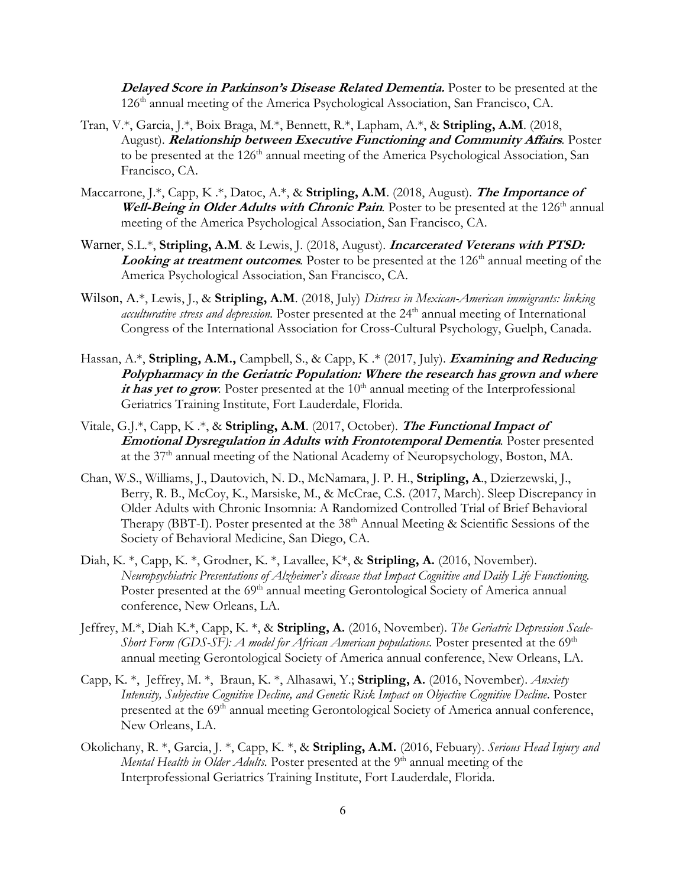***Delayed Score in Parkinson's Disease Related Dementia.*** Poster to be presented at the 126th annual meeting of the America Psychological Association, San Francisco, CA.

Tran, V.*, Garcia, J.*, Boix Braga, M.*, Bennett, R.*, Lapham, A.*, & **Stripling, A.M**. (2018, August). ***Relationship between Executive Functioning and Community Affairs***. Poster to be presented at the 126th annual meeting of the America Psychological Association, San Francisco, CA.

Maccarrone, J.*, Capp, K .*, Datoc, A.*, & **Stripling, A.M**. (2018, August). ***The Importance of Well-Being in Older Adults with Chronic Pain***. Poster to be presented at the 126th annual meeting of the America Psychological Association, San Francisco, CA.

Warner, S.L.*, **Stripling, A.M**. & Lewis, J. (2018, August). ***Incarcerated Veterans with PTSD: Looking at treatment outcomes***. Poster to be presented at the 126th annual meeting of the America Psychological Association, San Francisco, CA.

Wilson, A.*, Lewis, J., & **Stripling, A.M**. (2018, July) *Distress in Mexican-American immigrants: linking acculturative stress and depression.* Poster presented at the 24th annual meeting of International Congress of the International Association for Cross-Cultural Psychology, Guelph, Canada.

Hassan, A.*, **Stripling, A.M.,** Campbell, S., & Capp, K .* (2017, July). ***Examining and Reducing Polypharmacy in the Geriatric Population: Where the research has grown and where it has yet to grow***. Poster presented at the 10th annual meeting of the Interprofessional Geriatrics Training Institute, Fort Lauderdale, Florida.

Vitale, G.J.*, Capp, K .*, & **Stripling, A.M**. (2017, October). ***The Functional Impact of Emotional Dysregulation in Adults with Frontotemporal Dementia***. Poster presented at the 37th annual meeting of the National Academy of Neuropsychology, Boston, MA.

Chan, W.S., Williams, J., Dautovich, N. D., McNamara, J. P. H., **Stripling, A**., Dzierzewski, J., Berry, R. B., McCoy, K., Marsiske, M., & McCrae, C.S. (2017, March). Sleep Discrepancy in Older Adults with Chronic Insomnia: A Randomized Controlled Trial of Brief Behavioral Therapy (BBT-I). Poster presented at the 38th Annual Meeting & Scientific Sessions of the Society of Behavioral Medicine, San Diego, CA.

Diah, K. *, Capp, K. *, Grodner, K. *, Lavallee, K*, & **Stripling, A.** (2016, November). *Neuropsychiatric Presentations of Alzheimer's disease that Impact Cognitive and Daily Life Functioning.* Poster presented at the 69th annual meeting Gerontological Society of America annual conference, New Orleans, LA.

Jeffrey, M.*, Diah K.*, Capp, K. *, & **Stripling, A.** (2016, November). *The Geriatric Depression Scale-Short Form (GDS-SF): A model for African American populations.* Poster presented at the 69th annual meeting Gerontological Society of America annual conference, New Orleans, LA.

Capp, K. *, Jeffrey, M. *, Braun, K. *, Alhasawi, Y.; **Stripling, A.** (2016, November). *Anxiety Intensity, Subjective Cognitive Decline, and Genetic Risk Impact on Objective Cognitive Decline*. Poster presented at the 69th annual meeting Gerontological Society of America annual conference, New Orleans, LA.

Okolichany, R. *, Garcia, J. *, Capp, K. *, & **Stripling, A.M.** (2016, Febuary). *Serious Head Injury and Mental Health in Older Adults.* Poster presented at the 9th annual meeting of the Interprofessional Geriatrics Training Institute, Fort Lauderdale, Florida.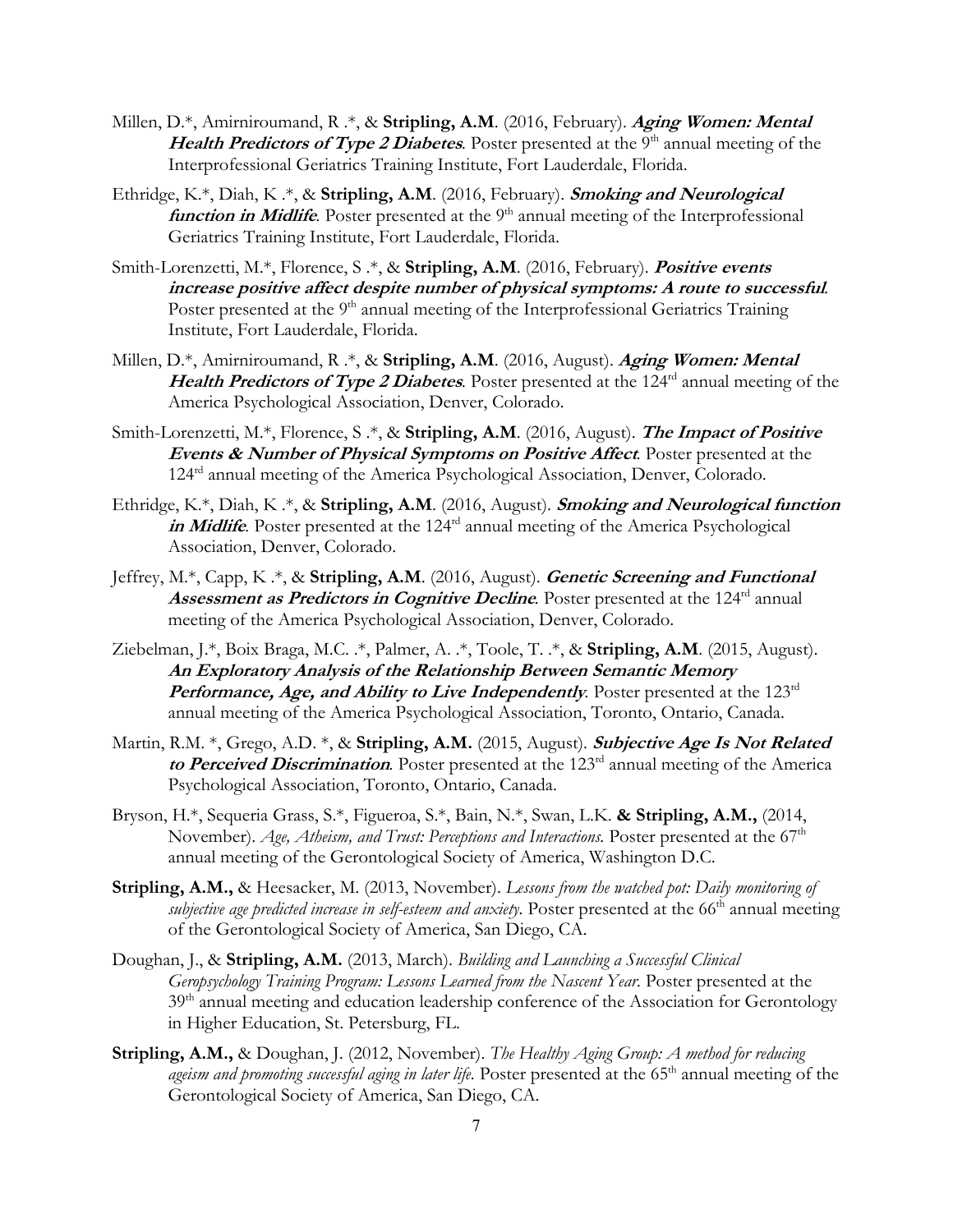Millen, D.*, Amirniroumand, R .*, & **Stripling, A.M**. (2016, February). ***Aging Women: Mental Health Predictors of Type 2 Diabetes***. Poster presented at the 9th annual meeting of the Interprofessional Geriatrics Training Institute, Fort Lauderdale, Florida.

Ethridge, K.*, Diah, K .*, & **Stripling, A.M**. (2016, February). ***Smoking and Neurological function in Midlife***. Poster presented at the 9th annual meeting of the Interprofessional Geriatrics Training Institute, Fort Lauderdale, Florida.

Smith-Lorenzetti, M.*, Florence, S .*, & **Stripling, A.M**. (2016, February). ***Positive events increase positive affect despite number of physical symptoms: A route to successful***. Poster presented at the 9th annual meeting of the Interprofessional Geriatrics Training Institute, Fort Lauderdale, Florida.

Millen, D.*, Amirniroumand, R .*, & **Stripling, A.M**. (2016, August). ***Aging Women: Mental Health Predictors of Type 2 Diabetes***. Poster presented at the 124rd annual meeting of the America Psychological Association, Denver, Colorado.

Smith-Lorenzetti, M.*, Florence, S .*, & **Stripling, A.M**. (2016, August). ***The Impact of Positive Events & Number of Physical Symptoms on Positive Affect***. Poster presented at the 124rd annual meeting of the America Psychological Association, Denver, Colorado.

Ethridge, K.*, Diah, K .*, & **Stripling, A.M**. (2016, August). ***Smoking and Neurological function in Midlife***. Poster presented at the 124rd annual meeting of the America Psychological Association, Denver, Colorado.

Jeffrey, M.*, Capp, K .*, & **Stripling, A.M**. (2016, August). ***Genetic Screening and Functional Assessment as Predictors in Cognitive Decline***. Poster presented at the 124rd annual meeting of the America Psychological Association, Denver, Colorado.

Ziebelman, J.*, Boix Braga, M.C. .*, Palmer, A. .*, Toole, T. .*, & **Stripling, A.M**. (2015, August). ***An Exploratory Analysis of the Relationship Between Semantic Memory Performance, Age, and Ability to Live Independently***. Poster presented at the 123rd annual meeting of the America Psychological Association, Toronto, Ontario, Canada.

Martin, R.M. *, Grego, A.D. *, & **Stripling, A.M.** (2015, August). ***Subjective Age Is Not Related to Perceived Discrimination***. Poster presented at the 123rd annual meeting of the America Psychological Association, Toronto, Ontario, Canada.

Bryson, H.*, Sequeria Grass, S.*, Figueroa, S.*, Bain, N.*, Swan, L.K. **& Stripling, A.M.,** (2014, November). *Age, Atheism, and Trust: Perceptions and Interactions.* Poster presented at the 67th annual meeting of the Gerontological Society of America, Washington D.C.

**Stripling, A.M.,** & Heesacker, M. (2013, November). *Lessons from the watched pot: Daily monitoring of subjective age predicted increase in self-esteem and anxiety.* Poster presented at the 66th annual meeting of the Gerontological Society of America, San Diego, CA.

Doughan, J., & **Stripling, A.M.** (2013, March). *Building and Launching a Successful Clinical Geropsychology Training Program: Lessons Learned from the Nascent Year.* Poster presented at the 39th annual meeting and education leadership conference of the Association for Gerontology in Higher Education, St. Petersburg, FL.

**Stripling, A.M.,** & Doughan, J. (2012, November). *The Healthy Aging Group: A method for reducing ageism and promoting successful aging in later life.* Poster presented at the 65th annual meeting of the Gerontological Society of America, San Diego, CA.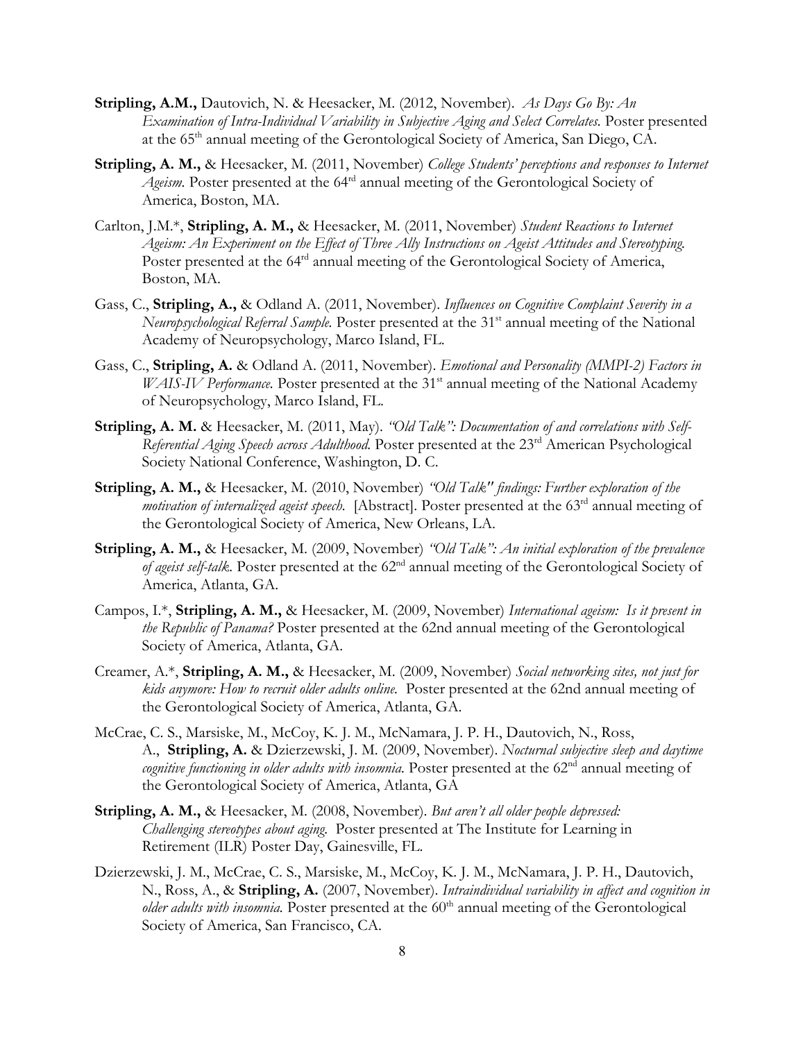**Stripling, A.M.,** Dautovich, N. & Heesacker, M. (2012, November). *As Days Go By: An Examination of Intra-Individual Variability in Subjective Aging and Select Correlates.* Poster presented at the 65th annual meeting of the Gerontological Society of America, San Diego, CA.

**Stripling, A. M.,** & Heesacker, M. (2011, November) *College Students' perceptions and responses to Internet Ageism.* Poster presented at the 64rd annual meeting of the Gerontological Society of America, Boston, MA.

Carlton, J.M.*, **Stripling, A. M.,** & Heesacker, M. (2011, November) *Student Reactions to Internet Ageism: An Experiment on the Effect of Three Ally Instructions on Ageist Attitudes and Stereotyping.* Poster presented at the 64rd annual meeting of the Gerontological Society of America, Boston, MA.

Gass, C., **Stripling, A.,** & Odland A. (2011, November). *Influences on Cognitive Complaint Severity in a Neuropsychological Referral Sample.* Poster presented at the 31st annual meeting of the National Academy of Neuropsychology, Marco Island, FL.

Gass, C., **Stripling, A.** & Odland A. (2011, November). *Emotional and Personality (MMPI-2) Factors in WAIS-IV Performance.* Poster presented at the 31st annual meeting of the National Academy of Neuropsychology, Marco Island, FL.

**Stripling, A. M.** & Heesacker, M. (2011, May). *"Old Talk": Documentation of and correlations with Self-Referential Aging Speech across Adulthood.* Poster presented at the 23rd American Psychological Society National Conference, Washington, D. C.

**Stripling, A. M.,** & Heesacker, M. (2010, November) *"Old Talk" findings: Further exploration of the motivation of internalized ageist speech.* [Abstract]. Poster presented at the 63rd annual meeting of the Gerontological Society of America, New Orleans, LA.

**Stripling, A. M.,** & Heesacker, M. (2009, November) *"Old Talk": An initial exploration of the prevalence of ageist self-talk.* Poster presented at the 62nd annual meeting of the Gerontological Society of America, Atlanta, GA.

Campos, I.*, **Stripling, A. M.,** & Heesacker, M. (2009, November) *International ageism: Is it present in the Republic of Panama?* Poster presented at the 62nd annual meeting of the Gerontological Society of America, Atlanta, GA.

Creamer, A.*, **Stripling, A. M.,** & Heesacker, M. (2009, November) *Social networking sites, not just for kids anymore: How to recruit older adults online.* Poster presented at the 62nd annual meeting of the Gerontological Society of America, Atlanta, GA.

McCrae, C. S., Marsiske, M., McCoy, K. J. M., McNamara, J. P. H., Dautovich, N., Ross, A., **Stripling, A.** & Dzierzewski, J. M. (2009, November). *Nocturnal subjective sleep and daytime cognitive functioning in older adults with insomnia.* Poster presented at the 62nd annual meeting of the Gerontological Society of America, Atlanta, GA

**Stripling, A. M.,** & Heesacker, M. (2008, November). *But aren't all older people depressed: Challenging stereotypes about aging.* Poster presented at The Institute for Learning in Retirement (ILR) Poster Day, Gainesville, FL.

Dzierzewski, J. M., McCrae, C. S., Marsiske, M., McCoy, K. J. M., McNamara, J. P. H., Dautovich, N., Ross, A., & **Stripling, A.** (2007, November). *Intraindividual variability in affect and cognition in older adults with insomnia.* Poster presented at the 60th annual meeting of the Gerontological Society of America, San Francisco, CA.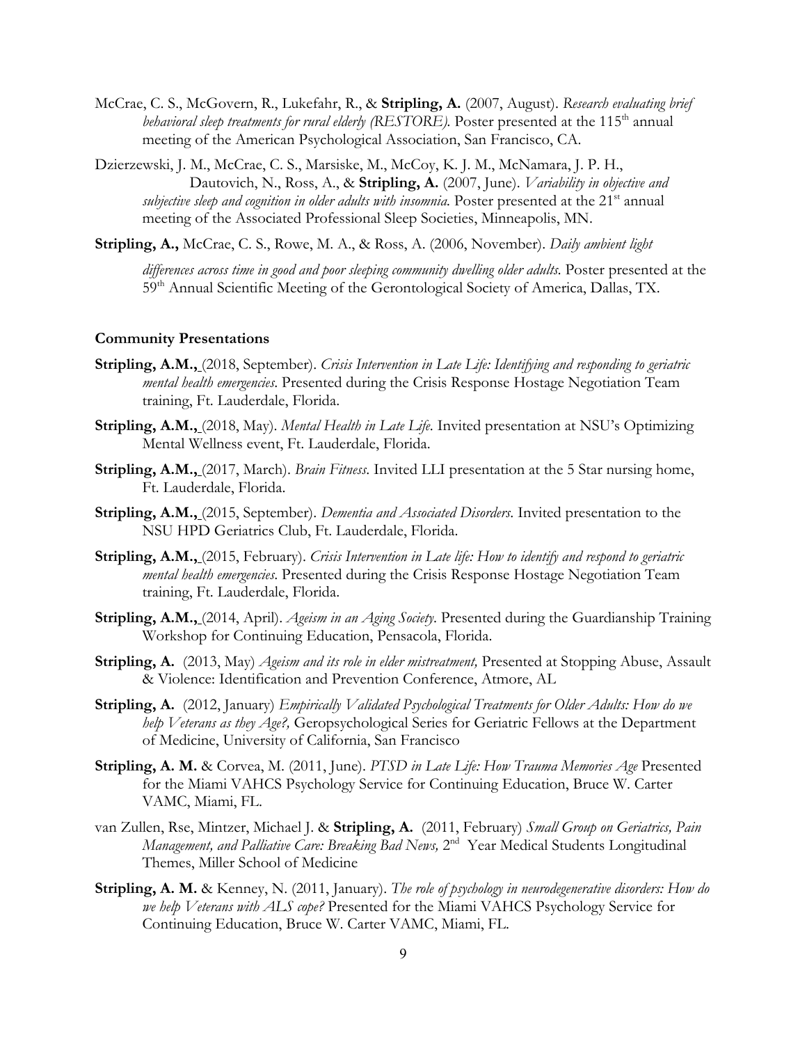McCrae, C. S., McGovern, R., Lukefahr, R., & **Stripling, A.** (2007, August). *Research evaluating brief behavioral sleep treatments for rural elderly (RESTORE).* Poster presented at the 115th annual meeting of the American Psychological Association, San Francisco, CA.

Dzierzewski, J. M., McCrae, C. S., Marsiske, M., McCoy, K. J. M., McNamara, J. P. H., Dautovich, N., Ross, A., & **Stripling, A.** (2007, June). *Variability in objective and subjective sleep and cognition in older adults with insomnia.* Poster presented at the 21st annual meeting of the Associated Professional Sleep Societies, Minneapolis, MN.

**Stripling, A.,** McCrae, C. S., Rowe, M. A., & Ross, A. (2006, November). *Daily ambient light differences across time in good and poor sleeping community dwelling older adults.* Poster presented at the 59th Annual Scientific Meeting of the Gerontological Society of America, Dallas, TX.

### Community Presentations

**Stripling, A.M.,** (2018, September). *Crisis Intervention in Late Life: Identifying and responding to geriatric mental health emergencies.* Presented during the Crisis Response Hostage Negotiation Team training, Ft. Lauderdale, Florida.

**Stripling, A.M.,** (2018, May). *Mental Health in Late Life.* Invited presentation at NSU's Optimizing Mental Wellness event, Ft. Lauderdale, Florida.

**Stripling, A.M.,** (2017, March). *Brain Fitness.* Invited LLI presentation at the 5 Star nursing home, Ft. Lauderdale, Florida.

**Stripling, A.M.,** (2015, September). *Dementia and Associated Disorders.* Invited presentation to the NSU HPD Geriatrics Club, Ft. Lauderdale, Florida.

**Stripling, A.M.,** (2015, February). *Crisis Intervention in Late life: How to identify and respond to geriatric mental health emergencies.* Presented during the Crisis Response Hostage Negotiation Team training, Ft. Lauderdale, Florida.

**Stripling, A.M.,** (2014, April). *Ageism in an Aging Society.* Presented during the Guardianship Training Workshop for Continuing Education, Pensacola, Florida.

**Stripling, A.** (2013, May) *Ageism and its role in elder mistreatment,* Presented at Stopping Abuse, Assault & Violence: Identification and Prevention Conference, Atmore, AL

**Stripling, A.** (2012, January) *Empirically Validated Psychological Treatments for Older Adults: How do we help Veterans as they Age?,* Geropsychological Series for Geriatric Fellows at the Department of Medicine, University of California, San Francisco

**Stripling, A. M.** & Corvea, M. (2011, June). *PTSD in Late Life: How Trauma Memories Age* Presented for the Miami VAHCS Psychology Service for Continuing Education, Bruce W. Carter VAMC, Miami, FL.

van Zullen, Rse, Mintzer, Michael J. & **Stripling, A.** (2011, February) *Small Group on Geriatrics, Pain Management, and Palliative Care: Breaking Bad News,* 2nd Year Medical Students Longitudinal Themes, Miller School of Medicine

**Stripling, A. M.** & Kenney, N. (2011, January). *The role of psychology in neurodegenerative disorders: How do we help Veterans with ALS cope?* Presented for the Miami VAHCS Psychology Service for Continuing Education, Bruce W. Carter VAMC, Miami, FL.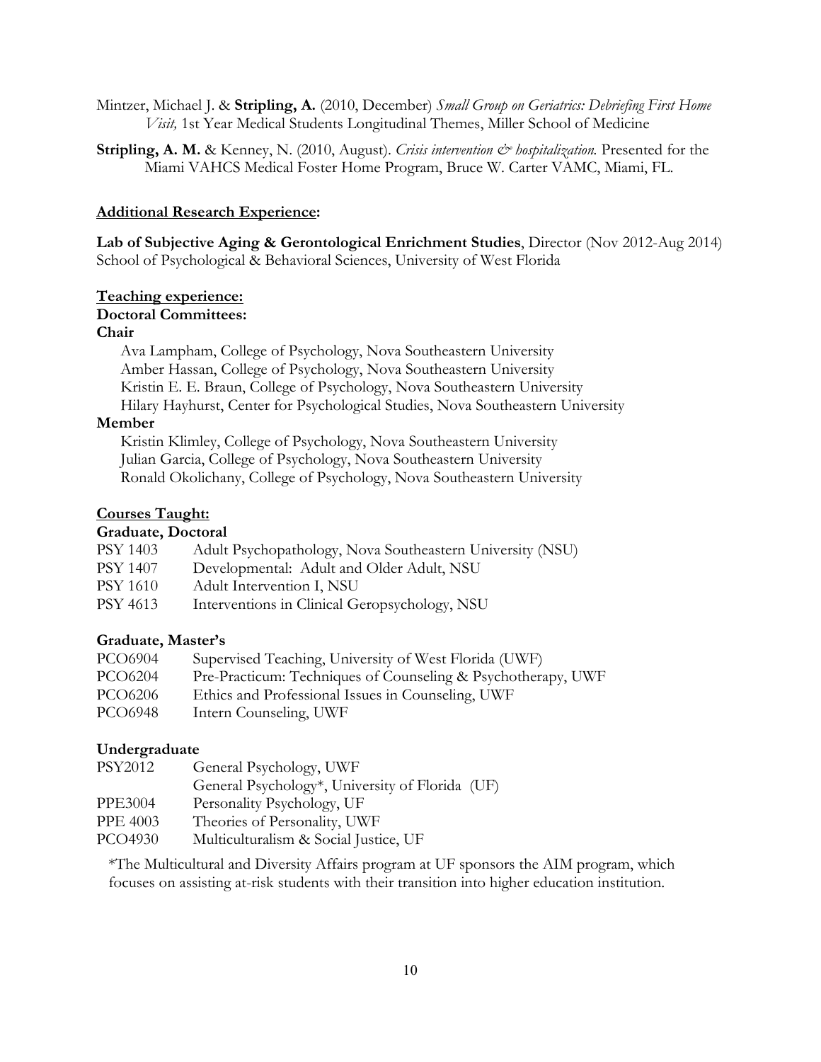Mintzer, Michael J. & **Stripling, A.** (2010, December) *Small Group on Geriatrics: Debriefing First Home Visit,* 1st Year Medical Students Longitudinal Themes, Miller School of Medicine

**Stripling, A. M.** & Kenney, N. (2010, August). *Crisis intervention & hospitalization.* Presented for the Miami VAHCS Medical Foster Home Program, Bruce W. Carter VAMC, Miami, FL.

## Additional Research Experience:

**Lab of Subjective Aging & Gerontological Enrichment Studies**, Director (Nov 2012-Aug 2014)
School of Psychological & Behavioral Sciences, University of West Florida

## Teaching experience:

### Doctoral Committees:

**Chair**

Ava Lampham, College of Psychology, Nova Southeastern University
Amber Hassan, College of Psychology, Nova Southeastern University
Kristin E. E. Braun, College of Psychology, Nova Southeastern University
Hilary Hayhurst, Center for Psychological Studies, Nova Southeastern University

**Member**

Kristin Klimley, College of Psychology, Nova Southeastern University
Julian Garcia, College of Psychology, Nova Southeastern University
Ronald Okolichany, College of Psychology, Nova Southeastern University

## Courses Taught:

### Graduate, Doctoral

| | |
|---|---|
| PSY 1403 | Adult Psychopathology, Nova Southeastern University (NSU) |
| PSY 1407 | Developmental: Adult and Older Adult, NSU |
| PSY 1610 | Adult Intervention I, NSU |
| PSY 4613 | Interventions in Clinical Geropsychology, NSU |

### Graduate, Master's

| | |
|---|---|
| PCO6904 | Supervised Teaching, University of West Florida (UWF) |
| PCO6204 | Pre-Practicum: Techniques of Counseling & Psychotherapy, UWF |
| PCO6206 | Ethics and Professional Issues in Counseling, UWF |
| PCO6948 | Intern Counseling, UWF |

### Undergraduate

| | |
|---|---|
| PSY2012 | General Psychology, UWF |
| | General Psychology*, University of Florida (UF) |
| PPE3004 | Personality Psychology, UF |
| PPE 4003 | Theories of Personality, UWF |
| PCO4930 | Multiculturalism & Social Justice, UF |

*The Multicultural and Diversity Affairs program at UF sponsors the AIM program, which focuses on assisting at-risk students with their transition into higher education institution.